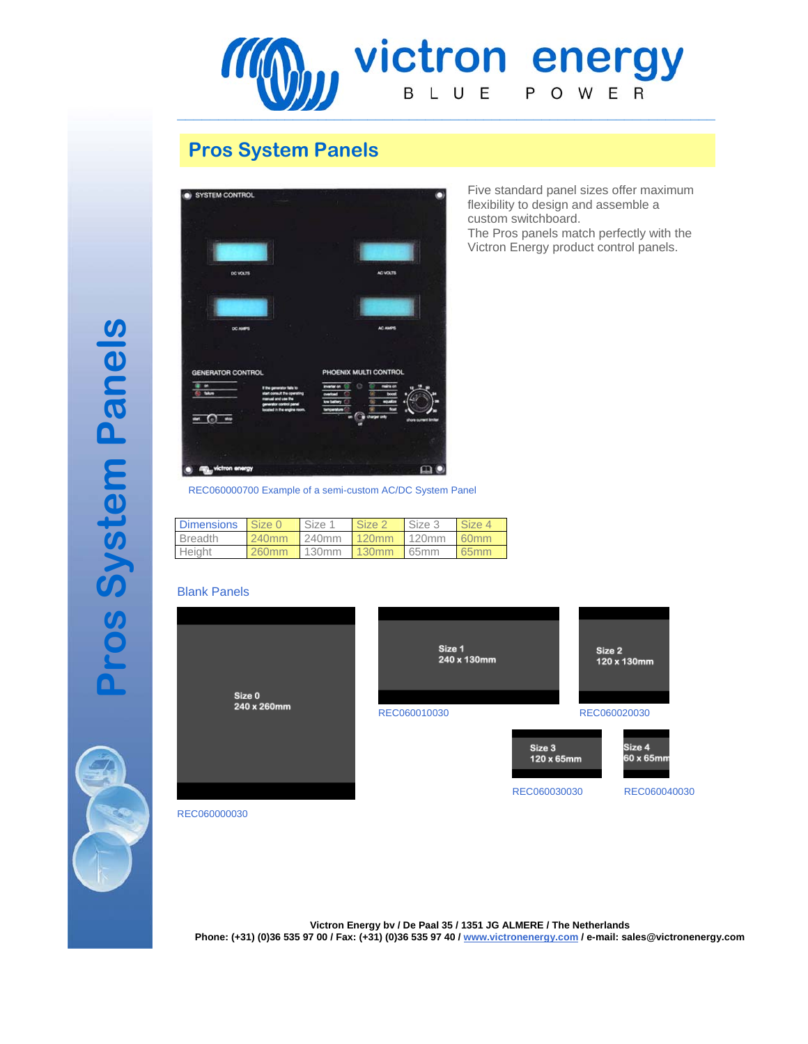# Pros System Panels

Five standard panel sizes offer maximum flexibility to design and assemble a custom switchboard.
The Pros panels match perfectly with the Victron Energy product control panels.

REC060000700 Example of a semi-custom AC/DC System Panel

| Dimensions | Size 0 | Size 1 | Size 2 | Size 3 | Size 4 |
|---|---|---|---|---|---|
| Breadth | 240mm | 240mm | 120mm | 120mm | 60mm |
| Height | 260mm | 130mm | 130mm | 65mm | 65mm |

## Blank Panels

Size 0
240 x 260mm

REC060000030

Size 1
240 x 130mm

REC060010030

Size 2
120 x 130mm

REC060020030

Size 3
120 x 65mm

REC060030030

Size 4
60 x 65mm

REC060040030

**Victron Energy bv / De Paal 35 / 1351 JG ALMERE / The Netherlands**
**Phone: (+31) (0)36 535 97 00 / Fax: (+31) (0)36 535 97 40 / www.victronenergy.com / e-mail: sales@victronenergy.com**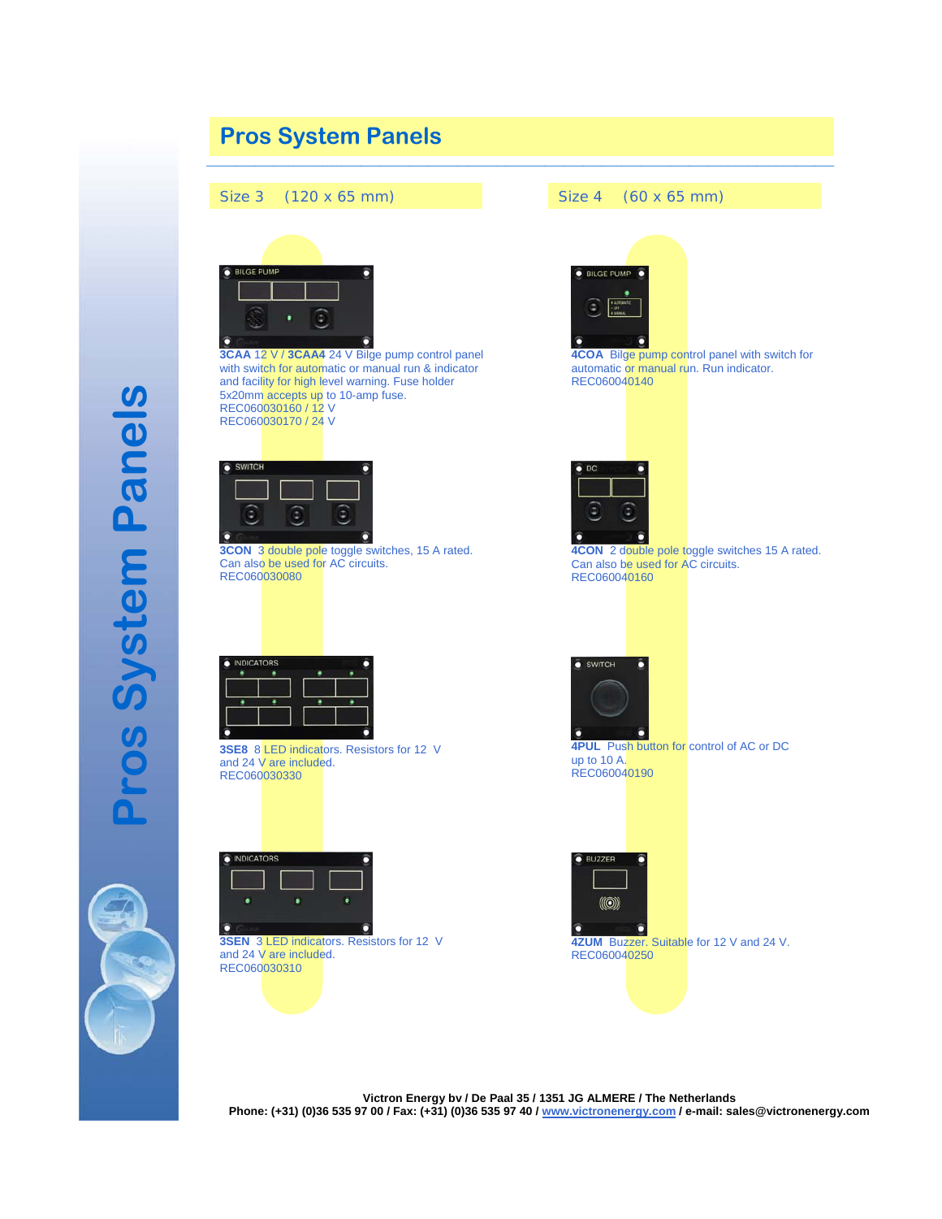# Pros System Panels

## Size 3 (120 x 65 mm)

**3CAA** 12 V / **3CAA4** 24 V Bilge pump control panel with switch for automatic or manual run & indicator and facility for high level warning. Fuse holder 5x20mm accepts up to 10-amp fuse.
REC060030160 / 12 V
REC060030170 / 24 V

**3CON** 3 double pole toggle switches, 15 A rated. Can also be used for AC circuits.
REC060030080

**3SE8** 8 LED indicators. Resistors for 12 V and 24 V are included.
REC060030330

**3SEN** 3 LED indicators. Resistors for 12 V and 24 V are included.
REC060030310

## Size 4 (60 x 65 mm)

**4COA** Bilge pump control panel with switch for automatic or manual run. Run indicator.
REC060040140

**4CON** 2 double pole toggle switches 15 A rated. Can also be used for AC circuits.
REC060040160

**4PUL** Push button for control of AC or DC up to 10 A.
REC060040190

**4ZUM** Buzzer. Suitable for 12 V and 24 V.
REC060040250

**Victron Energy bv / De Paal 35 / 1351 JG ALMERE / The Netherlands**
**Phone: (+31) (0)36 535 97 00 / Fax: (+31) (0)36 535 97 40 / www.victronenergy.com / e-mail: sales@victronenergy.com**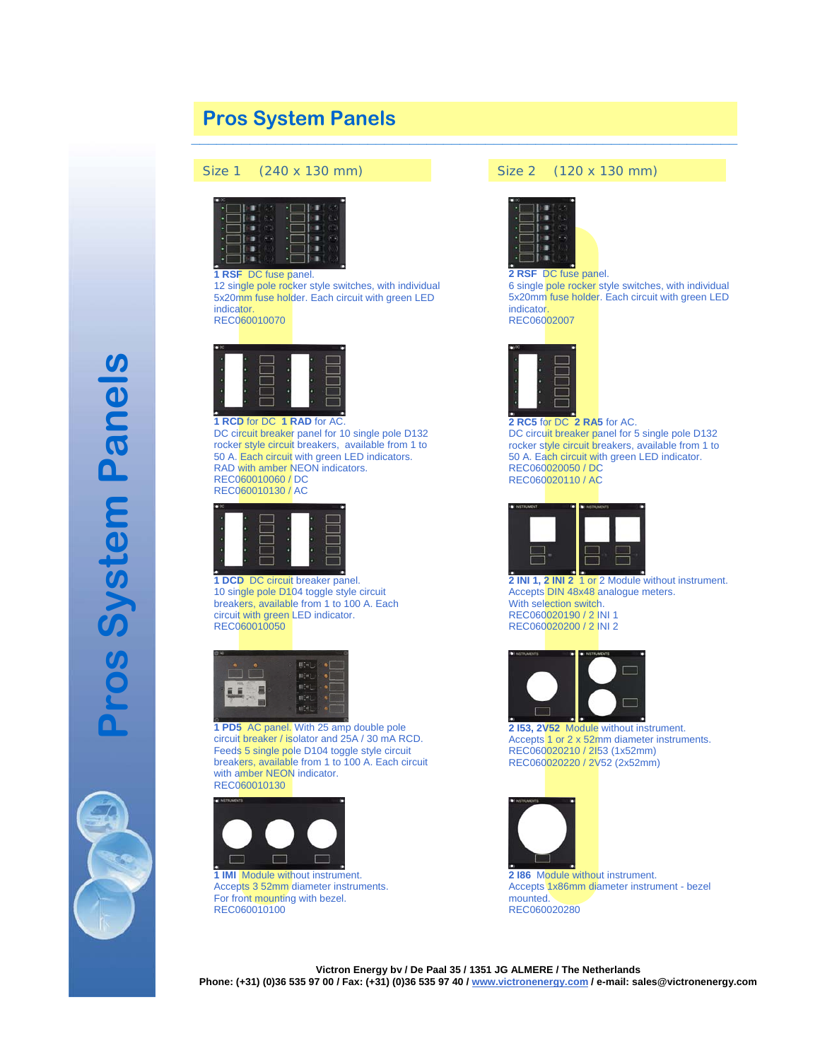# Pros System Panels

## Size 1 (240 x 130 mm)

**1 RSF** DC fuse panel.
12 single pole rocker style switches, with individual 5x20mm fuse holder. Each circuit with green LED indicator.
REC060010070

**1 RCD** for DC **1 RAD** for AC.
DC circuit breaker panel for 10 single pole D132 rocker style circuit breakers, available from 1 to 50 A. Each circuit with green LED indicators. RAD with amber NEON indicators.
REC060010060 / DC
REC060010130 / AC

**1 DCD** DC circuit breaker panel.
10 single pole D104 toggle style circuit breakers, available from 1 to 100 A. Each circuit with green LED indicator.
REC060010050

**1 PD5** AC panel. With 25 amp double pole circuit breaker / isolator and 25A / 30 mA RCD. Feeds 5 single pole D104 toggle style circuit breakers, available from 1 to 100 A. Each circuit with amber NEON indicator.
REC060010130

**1 IMI** Module without instrument.
Accepts 3 52mm diameter instruments.
For front mounting with bezel.
REC060010100

## Size 2 (120 x 130 mm)

**2 RSF** DC fuse panel.
6 single pole rocker style switches, with individual 5x20mm fuse holder. Each circuit with green LED indicator.
REC06002007

**2 RC5** for DC **2 RA5** for AC.
DC circuit breaker panel for 5 single pole D132 rocker style circuit breakers, available from 1 to 50 A. Each circuit with green LED indicator.
REC060020050 / DC
REC060020110 / AC

**2 INI 1, 2 INI 2** 1 or 2 Module without instrument.
Accepts DIN 48x48 analogue meters.
With selection switch.
REC060020190 / 2 INI 1
REC060020200 / 2 INI 2

**2 I53, 2V52** Module without instrument.
Accepts 1 or 2 x 52mm diameter instruments.
REC060020210 / 2I53 (1x52mm)
REC060020220 / 2V52 (2x52mm)

**2 I86** Module without instrument.
Accepts 1x86mm diameter instrument - bezel mounted.
REC060020280

**Victron Energy bv / De Paal 35 / 1351 JG ALMERE / The Netherlands**
**Phone: (+31) (0)36 535 97 00 / Fax: (+31) (0)36 535 97 40 / www.victronenergy.com / e-mail: sales@victronenergy.com**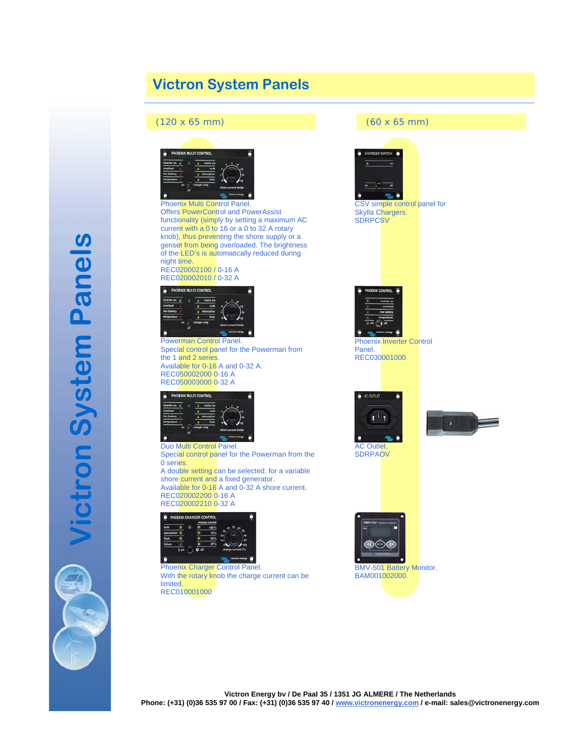# Victron System Panels

## (120 x 65 mm)

Phoenix Multi Control Panel.
Offers PowerControl and PowerAssist functionality (simply by setting a maximum AC current with a 0 to 16 or a 0 to 32 A rotary knob), thus preventing the shore supply or a genset from being overloaded. The brightness of the LED's is automatically reduced during night time.
REC020002100 / 0-16 A
REC020002010 / 0-32 A

Powerman Control Panel.
Special control panel for the Powerman from the 1 and 2 series.
Available for 0-16 A and 0-32 A.
REC050002000 0-16 A
REC050003000 0-32 A

Duo Multi Control Panel.
Special control panel for the Powerman from the 0 series.
A double setting can be selected: for a variable shore current and a fixed generator.
Available for 0-16 A and 0-32 A shore current.
REC020002200 0-16 A
REC020002210 0-32 A

Phoenix Charger Control Panel.
With the rotary knob the charge current can be limited.
REC010001000

## (60 x 65 mm)

CSV simple control panel for Skylla Chargers.
SDRPCSV

Phoenix Inverter Control Panel.
REC030001000

AC Outlet.
SDRPAOV

BMV-501 Battery Monitor.
BAM001002000

Victron Energy bv / De Paal 35 / 1351 JG ALMERE / The Netherlands
Phone: (+31) (0)36 535 97 00 / Fax: (+31) (0)36 535 97 40 / www.victronenergy.com / e-mail: sales@victronenergy.com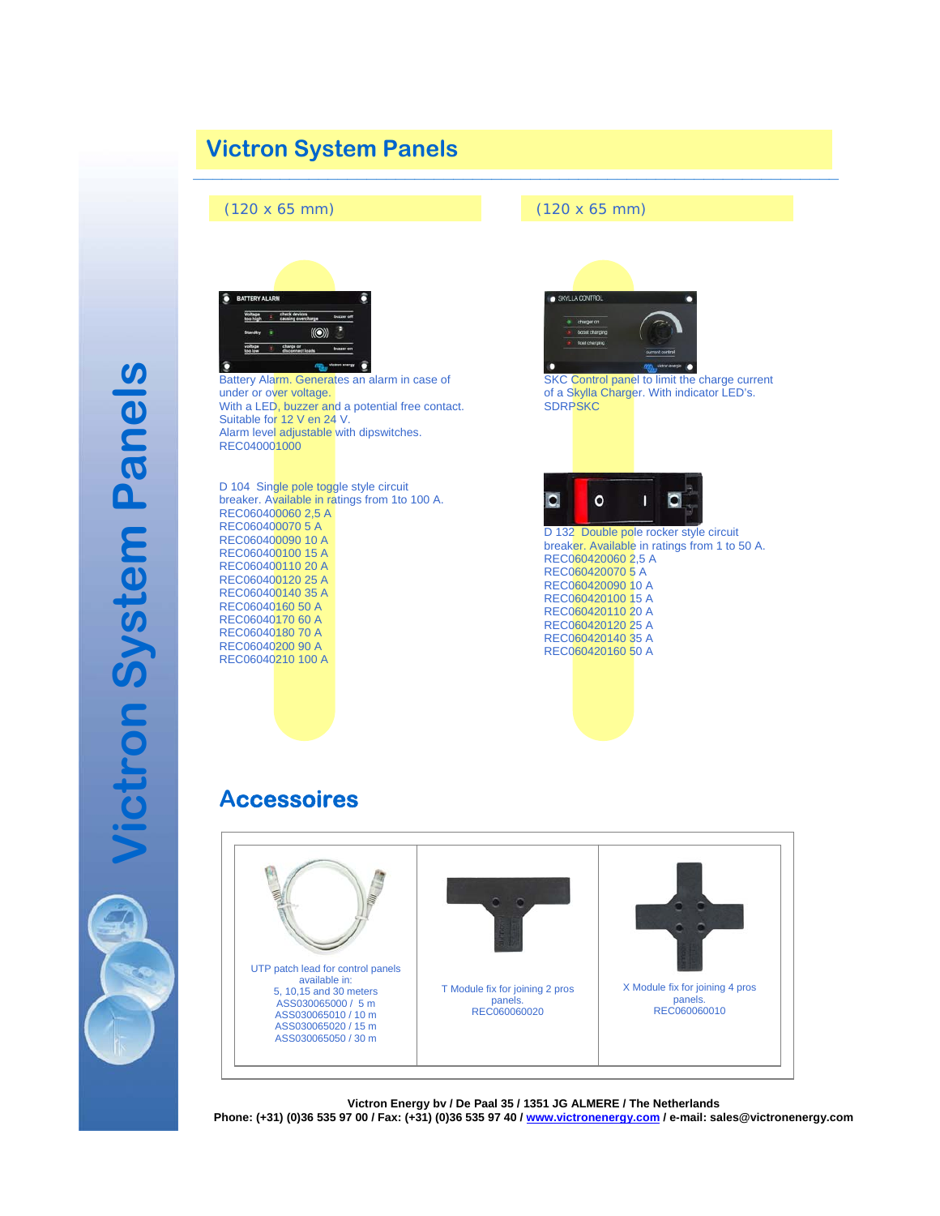# Victron System Panels

(120 x 65 mm)

Battery Alarm. Generates an alarm in case of under or over voltage.
With a LED, buzzer and a potential free contact.
Suitable for 12 V en 24 V.
Alarm level adjustable with dipswitches.
REC040001000

D 104 Single pole toggle style circuit breaker. Available in ratings from 1to 100 A.
REC060400060 2,5 A
REC060400070 5 A
REC060400090 10 A
REC060400100 15 A
REC060400110 20 A
REC060400120 25 A
REC060400140 35 A
REC06040160 50 A
REC06040170 60 A
REC06040180 70 A
REC06040200 90 A
REC06040210 100 A

(120 x 65 mm)

SKC Control panel to limit the charge current of a Skylla Charger. With indicator LED's.
SDRPSKC

D 132 Double pole rocker style circuit breaker. Available in ratings from 1 to 50 A.
REC060420060 2,5 A
REC060420070 5 A
REC060420090 10 A
REC060420100 15 A
REC060420110 20 A
REC060420120 25 A
REC060420140 35 A
REC060420160 50 A

## Accessoires

| | | |
|---|---|---|
| UTP patch lead for control panels available in: 5, 10,15 and 30 meters ASS030065000 / 5 m ASS030065010 / 10 m ASS030065020 / 15 m ASS030065050 / 30 m | T Module fix for joining 2 pros panels. REC060060020 | X Module fix for joining 4 pros panels. REC060060010 |

Victron Energy bv / De Paal 35 / 1351 JG ALMERE / The Netherlands
Phone: (+31) (0)36 535 97 00 / Fax: (+31) (0)36 535 97 40 / www.victronenergy.com / e-mail: sales@victronenergy.com